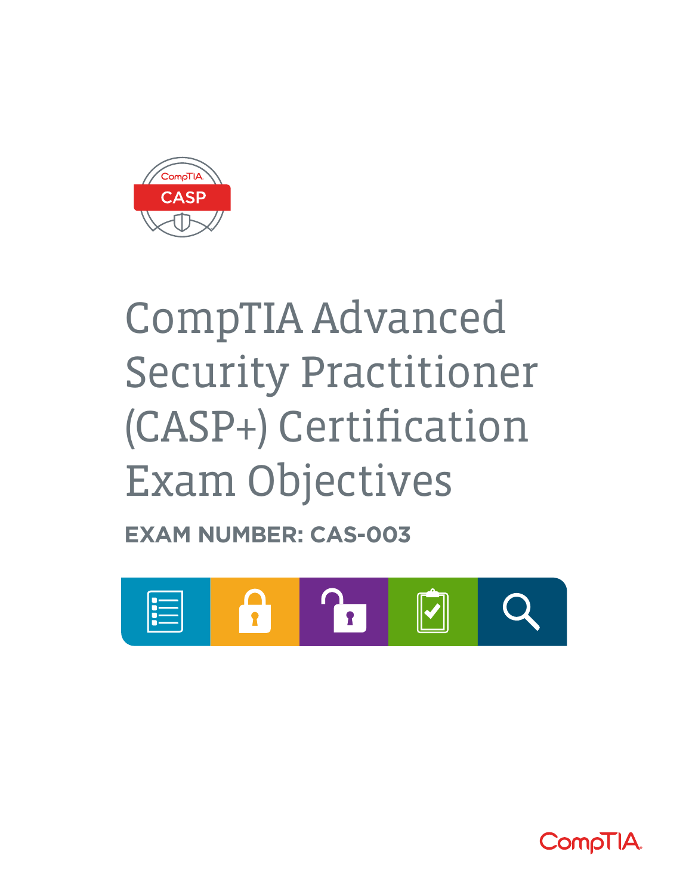# CompTIA Advanced Security Practitioner (CASP+) Certification Exam Objectives

**EXAM NUMBER: CAS-003**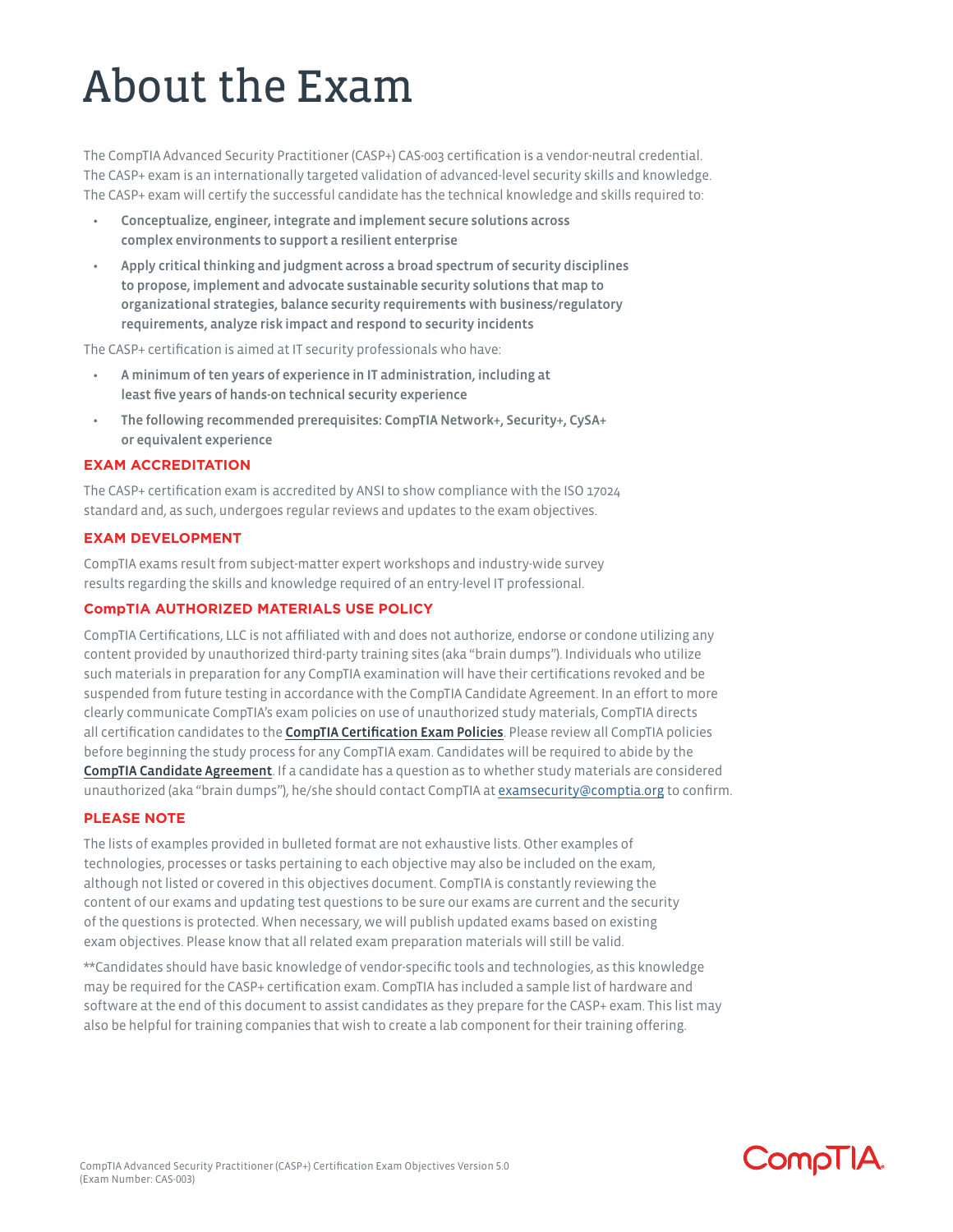# About the Exam

The CompTIA Advanced Security Practitioner (CASP+) CAS-003 certification is a vendor-neutral credential. The CASP+ exam is an internationally targeted validation of advanced-level security skills and knowledge. The CASP+ exam will certify the successful candidate has the technical knowledge and skills required to:

- **Conceptualize, engineer, integrate and implement secure solutions across complex environments to support a resilient enterprise**
- **Apply critical thinking and judgment across a broad spectrum of security disciplines to propose, implement and advocate sustainable security solutions that map to organizational strategies, balance security requirements with business/regulatory requirements, analyze risk impact and respond to security incidents**

The CASP+ certification is aimed at IT security professionals who have:

- **A minimum of ten years of experience in IT administration, including at least five years of hands-on technical security experience**
- **The following recommended prerequisites: CompTIA Network+, Security+, CySA+ or equivalent experience**

### EXAM ACCREDITATION

The CASP+ certification exam is accredited by ANSI to show compliance with the ISO 17024 standard and, as such, undergoes regular reviews and updates to the exam objectives.

### EXAM DEVELOPMENT

CompTIA exams result from subject-matter expert workshops and industry-wide survey results regarding the skills and knowledge required of an entry-level IT professional.

### CompTIA AUTHORIZED MATERIALS USE POLICY

CompTIA Certifications, LLC is not affiliated with and does not authorize, endorse or condone utilizing any content provided by unauthorized third-party training sites (aka "brain dumps"). Individuals who utilize such materials in preparation for any CompTIA examination will have their certifications revoked and be suspended from future testing in accordance with the CompTIA Candidate Agreement. In an effort to more clearly communicate CompTIA's exam policies on use of unauthorized study materials, CompTIA directs all certification candidates to the **CompTIA Certification Exam Policies**. Please review all CompTIA policies before beginning the study process for any CompTIA exam. Candidates will be required to abide by the **CompTIA Candidate Agreement**. If a candidate has a question as to whether study materials are considered unauthorized (aka "brain dumps"), he/she should contact CompTIA at examsecurity@comptia.org to confirm.

### PLEASE NOTE

The lists of examples provided in bulleted format are not exhaustive lists. Other examples of technologies, processes or tasks pertaining to each objective may also be included on the exam, although not listed or covered in this objectives document. CompTIA is constantly reviewing the content of our exams and updating test questions to be sure our exams are current and the security of the questions is protected. When necessary, we will publish updated exams based on existing exam objectives. Please know that all related exam preparation materials will still be valid.

**Candidates should have basic knowledge of vendor-specific tools and technologies, as this knowledge may be required for the CASP+ certification exam. CompTIA has included a sample list of hardware and software at the end of this document to assist candidates as they prepare for the CASP+ exam. This list may also be helpful for training companies that wish to create a lab component for their training offering.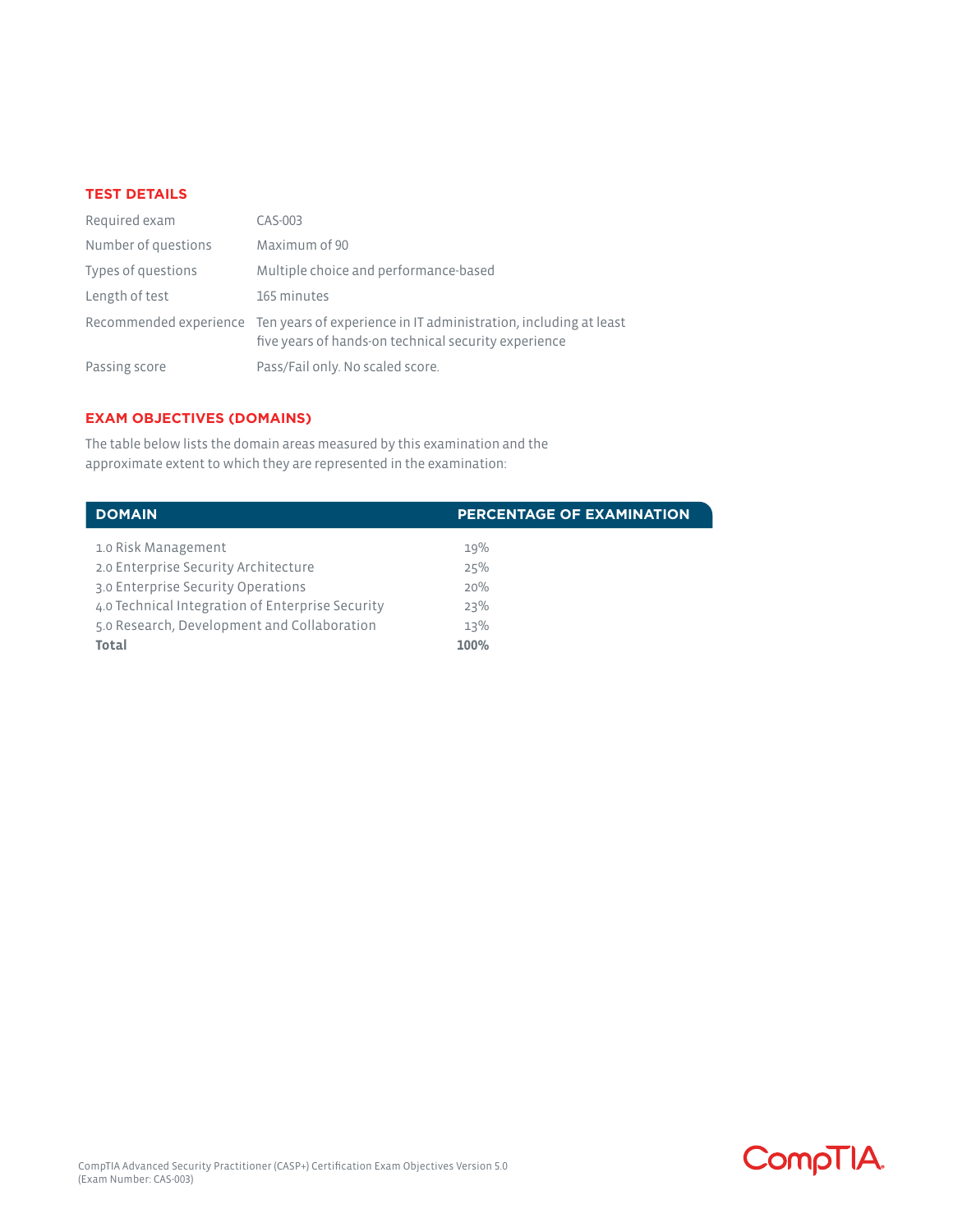## TEST DETAILS

| | |
|---|---|
| Required exam | CAS-003 |
| Number of questions | Maximum of 90 |
| Types of questions | Multiple choice and performance-based |
| Length of test | 165 minutes |
| Recommended experience | Ten years of experience in IT administration, including at least five years of hands-on technical security experience |
| Passing score | Pass/Fail only. No scaled score. |

## EXAM OBJECTIVES (DOMAINS)

The table below lists the domain areas measured by this examination and the approximate extent to which they are represented in the examination:

| DOMAIN | PERCENTAGE OF EXAMINATION |
|---|---|
| 1.0 Risk Management | 19% |
| 2.0 Enterprise Security Architecture | 25% |
| 3.0 Enterprise Security Operations | 20% |
| 4.0 Technical Integration of Enterprise Security | 23% |
| 5.0 Research, Development and Collaboration | 13% |
| **Total** | **100%** |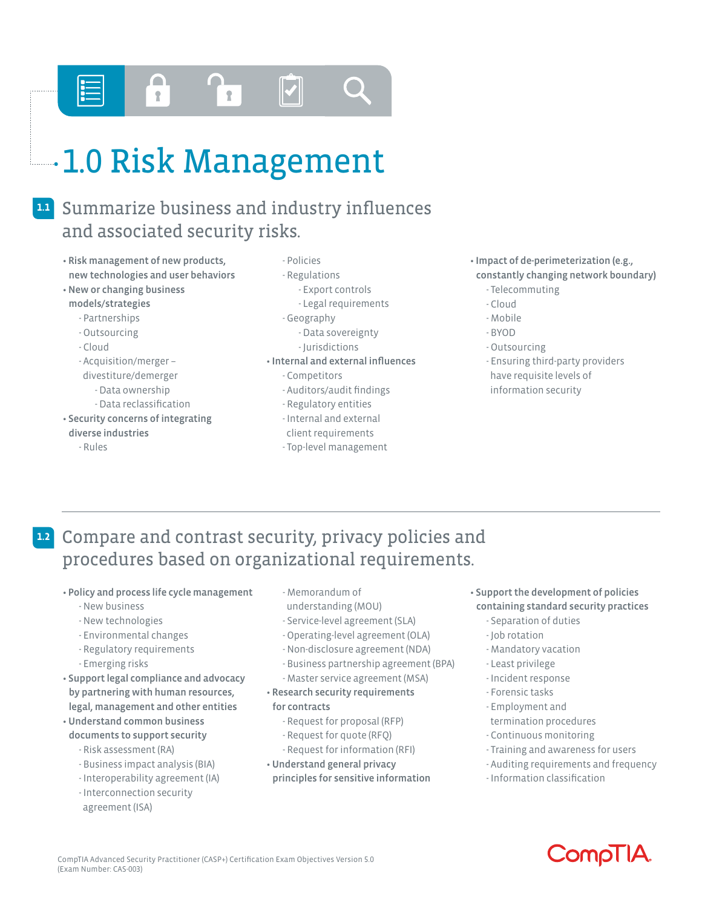# 1.0 Risk Management

## 1.1 Summarize business and industry influences and associated security risks.

- **Risk management of new products, new technologies and user behaviors**
- **New or changing business models/strategies**
  - Partnerships
  - Outsourcing
  - Cloud
  - Acquisition/merger – divestiture/demerger
    - Data ownership
    - Data reclassification
- **Security concerns of integrating diverse industries**
  - Rules
  - Policies
  - Regulations
    - Export controls
    - Legal requirements
  - Geography
    - Data sovereignty
    - Jurisdictions
- **Internal and external influences**
  - Competitors
  - Auditors/audit findings
  - Regulatory entities
  - Internal and external client requirements
  - Top-level management
- **Impact of de-perimeterization (e.g., constantly changing network boundary)**
  - Telecommuting
  - Cloud
  - Mobile
  - BYOD
  - Outsourcing
  - Ensuring third-party providers have requisite levels of information security

## 1.2 Compare and contrast security, privacy policies and procedures based on organizational requirements.

- **Policy and process life cycle management**
  - New business
  - New technologies
  - Environmental changes
  - Regulatory requirements
  - Emerging risks
- **Support legal compliance and advocacy by partnering with human resources, legal, management and other entities**
- **Understand common business documents to support security**
  - Risk assessment (RA)
  - Business impact analysis (BIA)
  - Interoperability agreement (IA)
  - Interconnection security agreement (ISA)
  - Memorandum of understanding (MOU)
  - Service-level agreement (SLA)
  - Operating-level agreement (OLA)
  - Non-disclosure agreement (NDA)
  - Business partnership agreement (BPA)
  - Master service agreement (MSA)
- **Research security requirements for contracts**
  - Request for proposal (RFP)
  - Request for quote (RFQ)
  - Request for information (RFI)
- **Understand general privacy principles for sensitive information**
- **Support the development of policies containing standard security practices**
  - Separation of duties
  - Job rotation
  - Mandatory vacation
  - Least privilege
  - Incident response
  - Forensic tasks
  - Employment and termination procedures
  - Continuous monitoring
  - Training and awareness for users
  - Auditing requirements and frequency
  - Information classification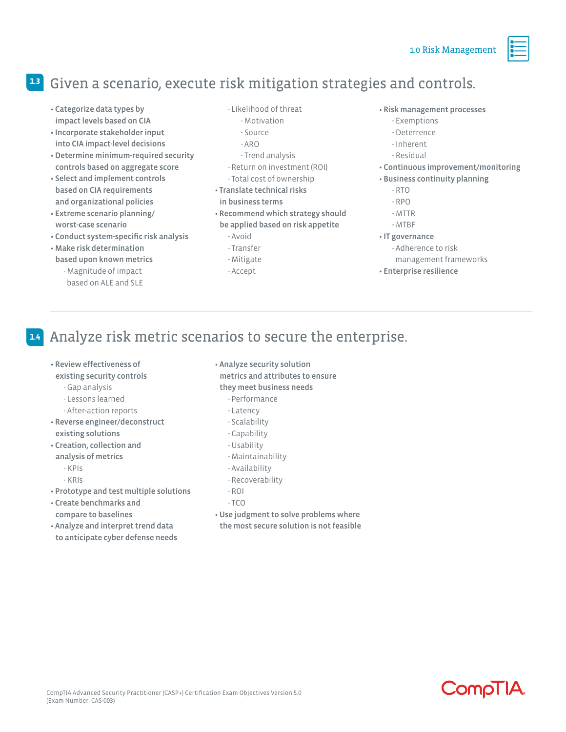## 1.3 Given a scenario, execute risk mitigation strategies and controls.

- **Categorize data types by impact levels based on CIA**
- **Incorporate stakeholder input into CIA impact-level decisions**
- **Determine minimum-required security controls based on aggregate score**
- **Select and implement controls based on CIA requirements and organizational policies**
- **Extreme scenario planning/ worst-case scenario**
- **Conduct system-specific risk analysis**
- **Make risk determination based upon known metrics**
  - Magnitude of impact based on ALE and SLE
  - Likelihood of threat
    - Motivation
    - Source
    - ARO
    - Trend analysis
  - Return on investment (ROI)
  - Total cost of ownership
- **Translate technical risks in business terms**
- **Recommend which strategy should be applied based on risk appetite**
  - Avoid
  - Transfer
  - Mitigate
  - Accept
- **Risk management processes**
  - Exemptions
  - Deterrence
  - Inherent
  - Residual
- **Continuous improvement/monitoring**
- **Business continuity planning**
  - RTO
  - RPO
  - MTTR
  - MTBF
- **IT governance**
  - Adherence to risk management frameworks
- **Enterprise resilience**

## 1.4 Analyze risk metric scenarios to secure the enterprise.

- **Review effectiveness of existing security controls**
  - Gap analysis
  - Lessons learned
  - After-action reports
- **Reverse engineer/deconstruct existing solutions**
- **Creation, collection and analysis of metrics**
  - KPIs
  - KRIs
- **Prototype and test multiple solutions**
- **Create benchmarks and compare to baselines**
- **Analyze and interpret trend data to anticipate cyber defense needs**
- **Analyze security solution metrics and attributes to ensure they meet business needs**
  - Performance
  - Latency
  - Scalability
  - Capability
  - Usability
  - Maintainability
  - Availability
  - Recoverability
  - ROI
  - TCO
- **Use judgment to solve problems where the most secure solution is not feasible**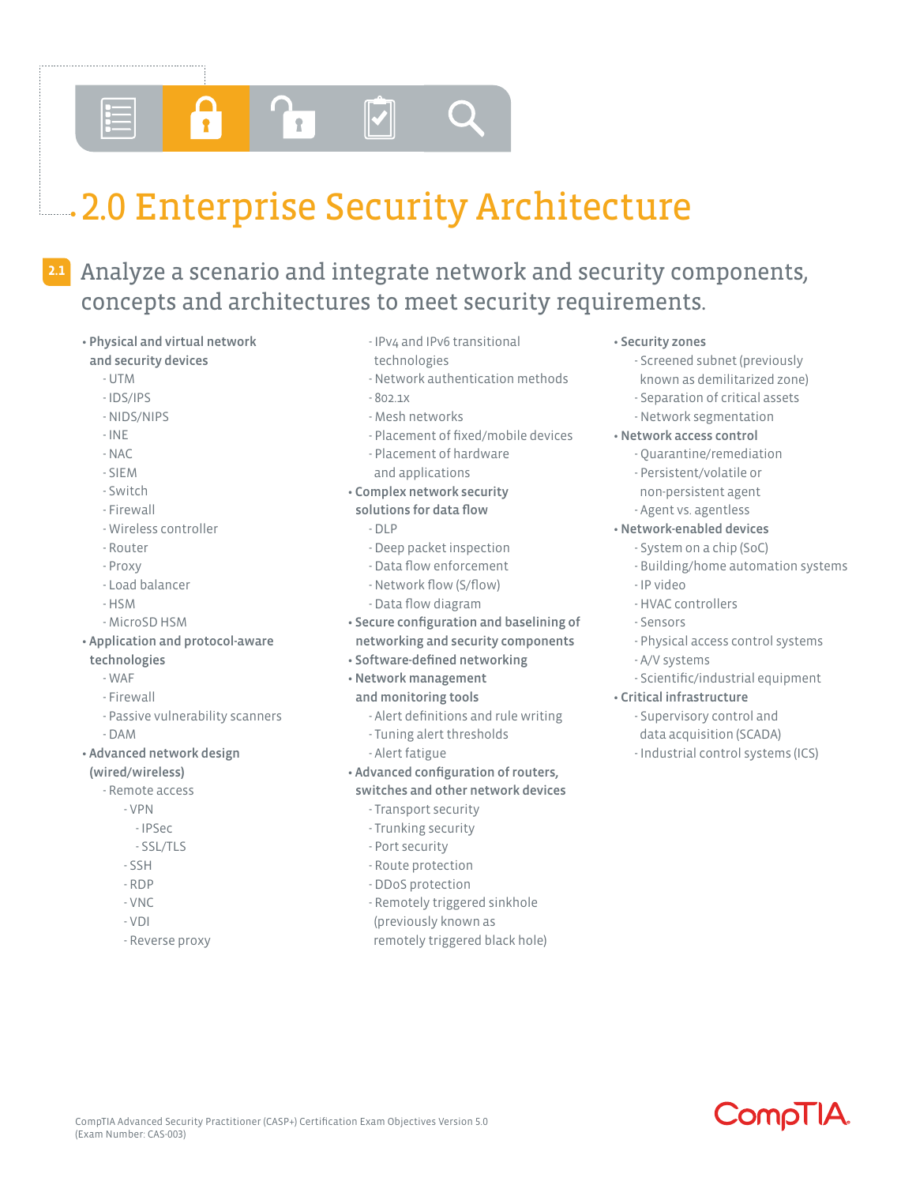# 2.0 Enterprise Security Architecture

## 2.1 Analyze a scenario and integrate network and security components, concepts and architectures to meet security requirements.

- **Physical and virtual network and security devices**
  - UTM
  - IDS/IPS
  - NIDS/NIPS
  - INE
  - NAC
  - SIEM
  - Switch
  - Firewall
  - Wireless controller
  - Router
  - Proxy
  - Load balancer
  - HSM
  - MicroSD HSM
- **Application and protocol-aware technologies**
  - WAF
  - Firewall
  - Passive vulnerability scanners
  - DAM
- **Advanced network design (wired/wireless)**
  - Remote access
    - VPN
      - IPSec
      - SSL/TLS
    - SSH
    - RDP
    - VNC
    - VDI
    - Reverse proxy
  - IPv4 and IPv6 transitional technologies
  - Network authentication methods
  - 802.1x
  - Mesh networks
  - Placement of fixed/mobile devices
  - Placement of hardware and applications
- **Complex network security solutions for data flow**
  - DLP
  - Deep packet inspection
  - Data flow enforcement
  - Network flow (S/flow)
  - Data flow diagram
- **Secure configuration and baselining of networking and security components**
- **Software-defined networking**
- **Network management and monitoring tools**
  - Alert definitions and rule writing
  - Tuning alert thresholds
  - Alert fatigue
- **Advanced configuration of routers, switches and other network devices**
  - Transport security
  - Trunking security
  - Port security
  - Route protection
  - DDoS protection
  - Remotely triggered sinkhole (previously known as remotely triggered black hole)
- **Security zones**
  - Screened subnet (previously known as demilitarized zone)
  - Separation of critical assets
  - Network segmentation
- **Network access control**
  - Quarantine/remediation
  - Persistent/volatile or non-persistent agent
  - Agent vs. agentless
- **Network-enabled devices**
  - System on a chip (SoC)
  - Building/home automation systems
  - IP video
  - HVAC controllers
  - Sensors
  - Physical access control systems
  - A/V systems
  - Scientific/industrial equipment
- **Critical infrastructure**
  - Supervisory control and data acquisition (SCADA)
  - Industrial control systems (ICS)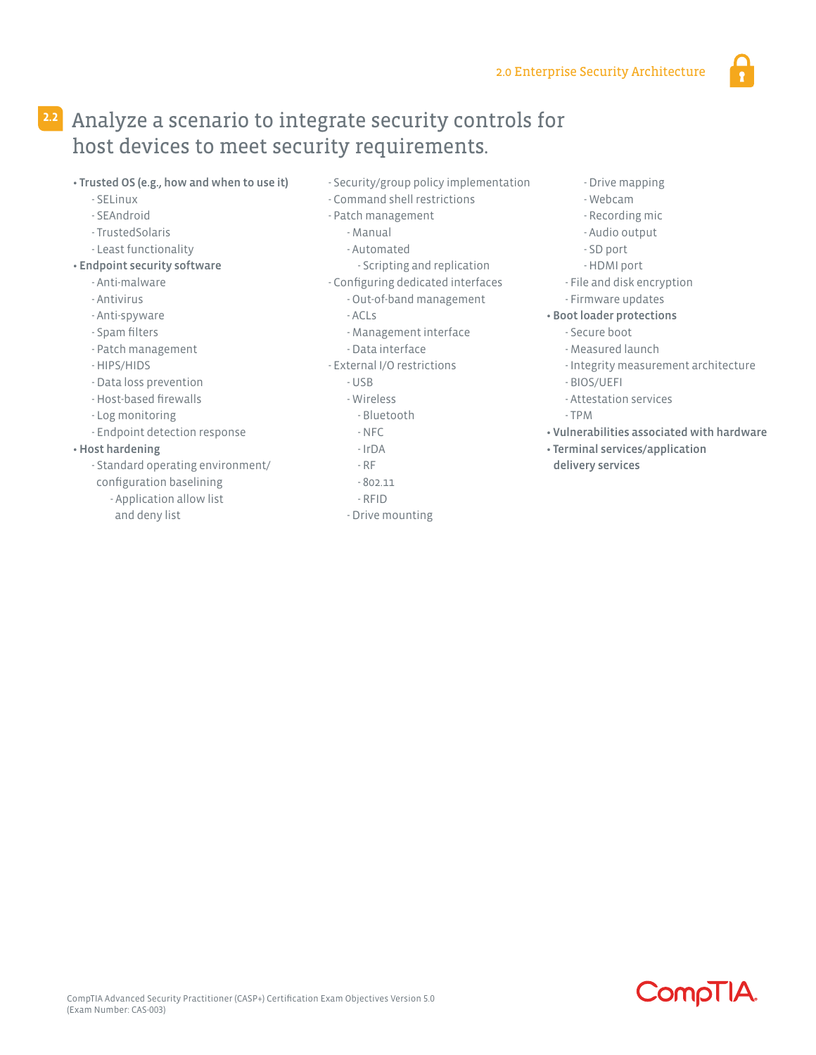## 2.2 Analyze a scenario to integrate security controls for host devices to meet security requirements.

- **Trusted OS (e.g., how and when to use it)**
  - SELinux
  - SEAndroid
  - TrustedSolaris
  - Least functionality
- **Endpoint security software**
  - Anti-malware
  - Antivirus
  - Anti-spyware
  - Spam filters
  - Patch management
  - HIPS/HIDS
  - Data loss prevention
  - Host-based firewalls
  - Log monitoring
  - Endpoint detection response
- **Host hardening**
  - Standard operating environment/ configuration baselining
    - Application allow list and deny list
  - Security/group policy implementation
  - Command shell restrictions
  - Patch management
    - Manual
    - Automated
      - Scripting and replication
  - Configuring dedicated interfaces
    - Out-of-band management
    - ACLs
    - Management interface
    - Data interface
  - External I/O restrictions
    - USB
    - Wireless
      - Bluetooth
      - NFC
      - IrDA
      - RF
      - 802.11
      - RFID
    - Drive mounting
    - Drive mapping
    - Webcam
    - Recording mic
    - Audio output
    - SD port
    - HDMI port
  - File and disk encryption
  - Firmware updates
- **Boot loader protections**
  - Secure boot
  - Measured launch
  - Integrity measurement architecture
  - BIOS/UEFI
  - Attestation services
  - TPM
- **Vulnerabilities associated with hardware**
- **Terminal services/application delivery services**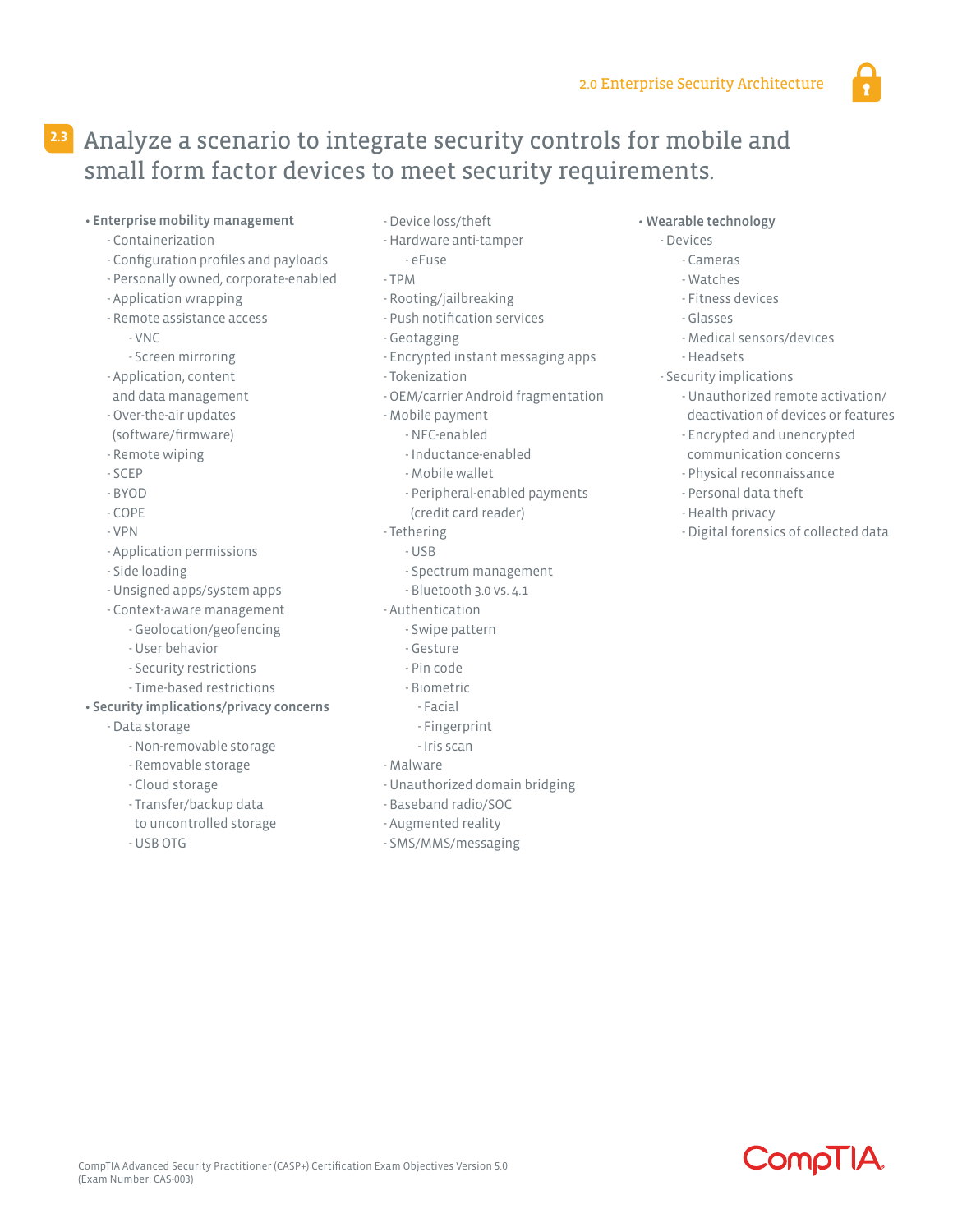## 2.3 Analyze a scenario to integrate security controls for mobile and small form factor devices to meet security requirements.

- **Enterprise mobility management**
  - Containerization
  - Configuration profiles and payloads
  - Personally owned, corporate-enabled
  - Application wrapping
  - Remote assistance access
    - VNC
    - Screen mirroring
  - Application, content and data management
  - Over-the-air updates (software/firmware)
  - Remote wiping
  - SCEP
  - BYOD
  - COPE
  - VPN
  - Application permissions
  - Side loading
  - Unsigned apps/system apps
  - Context-aware management
    - Geolocation/geofencing
    - User behavior
    - Security restrictions
    - Time-based restrictions
- **Security implications/privacy concerns**
  - Data storage
    - Non-removable storage
    - Removable storage
    - Cloud storage
    - Transfer/backup data to uncontrolled storage
    - USB OTG
  - Device loss/theft
  - Hardware anti-tamper
    - eFuse
  - TPM
  - Rooting/jailbreaking
  - Push notification services
  - Geotagging
  - Encrypted instant messaging apps
  - Tokenization
  - OEM/carrier Android fragmentation
  - Mobile payment
    - NFC-enabled
    - Inductance-enabled
    - Mobile wallet
    - Peripheral-enabled payments (credit card reader)
  - Tethering
    - USB
    - Spectrum management
    - Bluetooth 3.0 vs. 4.1
  - Authentication
    - Swipe pattern
    - Gesture
    - Pin code
    - Biometric
      - Facial
      - Fingerprint
      - Iris scan
  - Malware
  - Unauthorized domain bridging
  - Baseband radio/SOC
  - Augmented reality
  - SMS/MMS/messaging
- **Wearable technology**
  - Devices
    - Cameras
    - Watches
    - Fitness devices
    - Glasses
    - Medical sensors/devices
    - Headsets
  - Security implications
    - Unauthorized remote activation/deactivation of devices or features
    - Encrypted and unencrypted communication concerns
    - Physical reconnaissance
    - Personal data theft
    - Health privacy
    - Digital forensics of collected data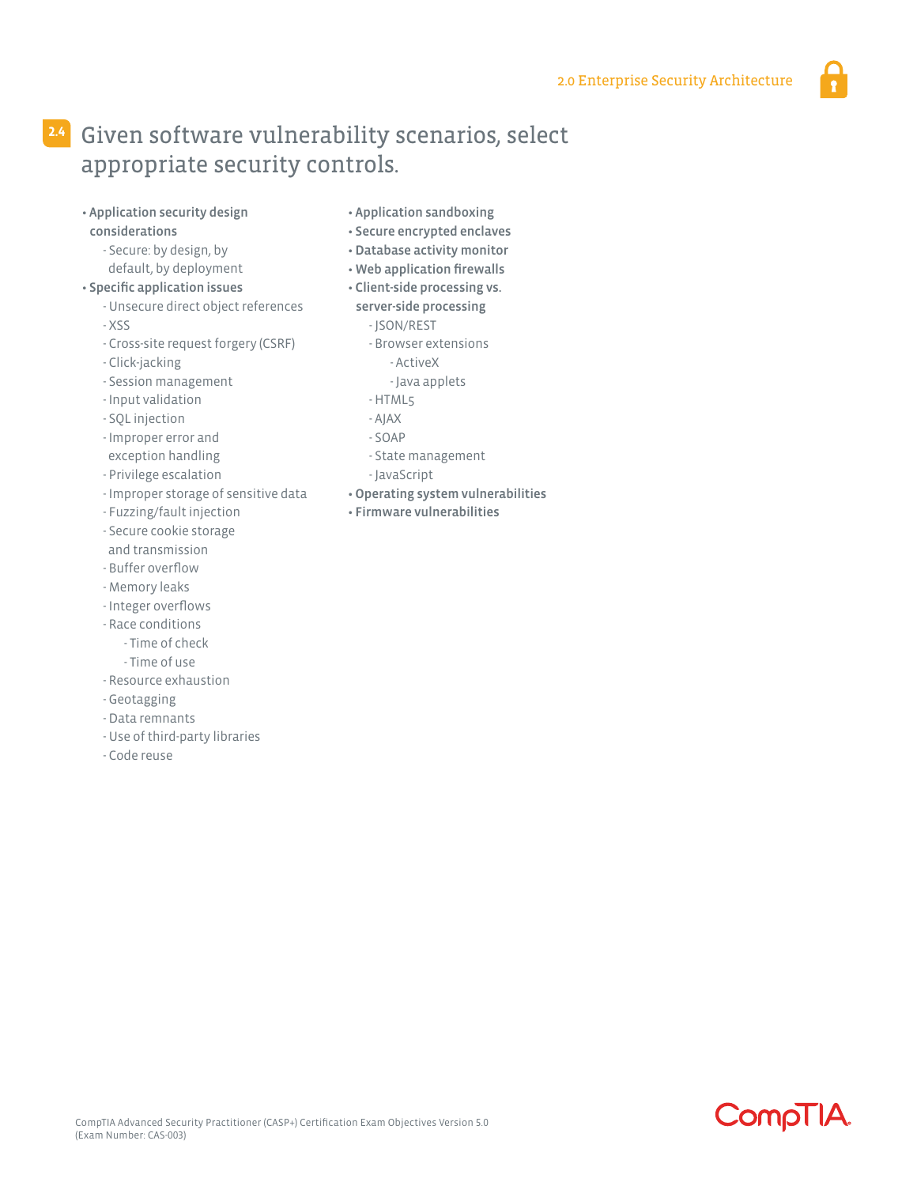## 2.4 Given software vulnerability scenarios, select appropriate security controls.

- **Application security design considerations**
  - Secure: by design, by default, by deployment
- **Specific application issues**
  - Unsecure direct object references
  - XSS
  - Cross-site request forgery (CSRF)
  - Click-jacking
  - Session management
  - Input validation
  - SQL injection
  - Improper error and exception handling
  - Privilege escalation
  - Improper storage of sensitive data
  - Fuzzing/fault injection
  - Secure cookie storage and transmission
  - Buffer overflow
  - Memory leaks
  - Integer overflows
  - Race conditions
    - Time of check
    - Time of use
  - Resource exhaustion
  - Geotagging
  - Data remnants
  - Use of third-party libraries
  - Code reuse
- **Application sandboxing**
- **Secure encrypted enclaves**
- **Database activity monitor**
- **Web application firewalls**
- **Client-side processing vs. server-side processing**
  - JSON/REST
  - Browser extensions
    - ActiveX
    - Java applets
  - HTML5
  - AJAX
  - SOAP
  - State management
  - JavaScript
- **Operating system vulnerabilities**
- **Firmware vulnerabilities**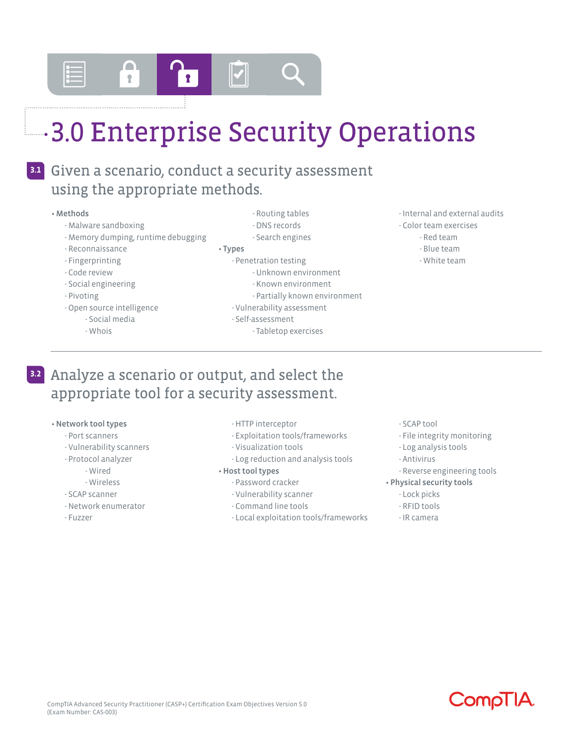# 3.0 Enterprise Security Operations

## 3.1 Given a scenario, conduct a security assessment using the appropriate methods.

- **Methods**
  - Malware sandboxing
  - Memory dumping, runtime debugging
  - Reconnaissance
  - Fingerprinting
  - Code review
  - Social engineering
  - Pivoting
  - Open source intelligence
    - Social media
    - Whois
    - Routing tables
    - DNS records
    - Search engines
- **Types**
  - Penetration testing
    - Unknown environment
    - Known environment
    - Partially known environment
  - Vulnerability assessment
  - Self-assessment
    - Tabletop exercises
  - Internal and external audits
  - Color team exercises
    - Red team
    - Blue team
    - White team

## 3.2 Analyze a scenario or output, and select the appropriate tool for a security assessment.

- **Network tool types**
  - Port scanners
  - Vulnerability scanners
  - Protocol analyzer
    - Wired
    - Wireless
  - SCAP scanner
  - Network enumerator
  - Fuzzer
  - HTTP interceptor
  - Exploitation tools/frameworks
  - Visualization tools
  - Log reduction and analysis tools
- **Host tool types**
  - Password cracker
  - Vulnerability scanner
  - Command line tools
  - Local exploitation tools/frameworks
  - SCAP tool
  - File integrity monitoring
  - Log analysis tools
  - Antivirus
  - Reverse engineering tools
- **Physical security tools**
  - Lock picks
  - RFID tools
  - IR camera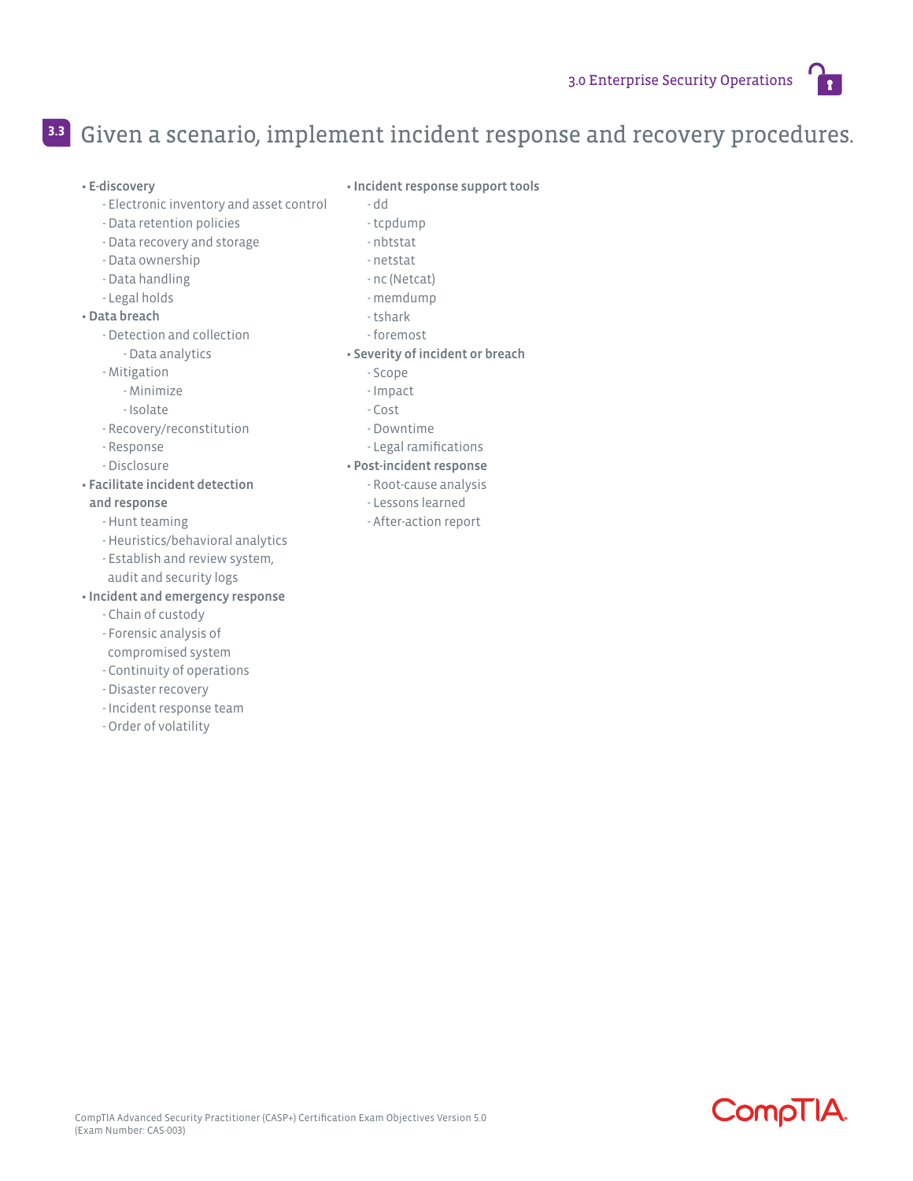## 3.3 Given a scenario, implement incident response and recovery procedures.

- **E-discovery**
  - Electronic inventory and asset control
  - Data retention policies
  - Data recovery and storage
  - Data ownership
  - Data handling
  - Legal holds
- **Data breach**
  - Detection and collection
    - Data analytics
  - Mitigation
    - Minimize
    - Isolate
  - Recovery/reconstitution
  - Response
  - Disclosure
- **Facilitate incident detection and response**
  - Hunt teaming
  - Heuristics/behavioral analytics
  - Establish and review system, audit and security logs
- **Incident and emergency response**
  - Chain of custody
  - Forensic analysis of compromised system
  - Continuity of operations
  - Disaster recovery
  - Incident response team
  - Order of volatility
- **Incident response support tools**
  - dd
  - tcpdump
  - nbtstat
  - netstat
  - nc (Netcat)
  - memdump
  - tshark
  - foremost
- **Severity of incident or breach**
  - Scope
  - Impact
  - Cost
  - Downtime
  - Legal ramifications
- **Post-incident response**
  - Root-cause analysis
  - Lessons learned
  - After-action report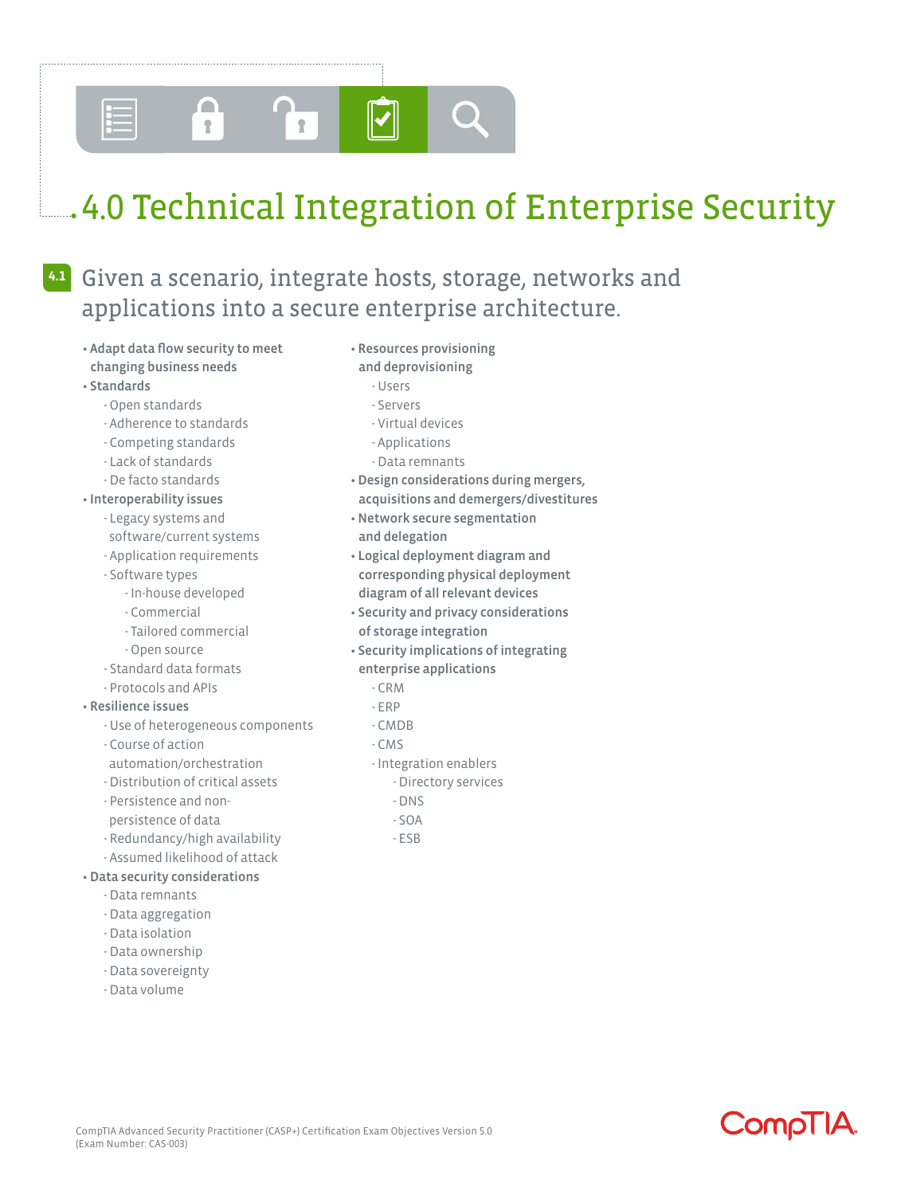# 4.0 Technical Integration of Enterprise Security

## 4.1 Given a scenario, integrate hosts, storage, networks and applications into a secure enterprise architecture.

- **Adapt data flow security to meet changing business needs**
- **Standards**
  - Open standards
  - Adherence to standards
  - Competing standards
  - Lack of standards
  - De facto standards
- **Interoperability issues**
  - Legacy systems and software/current systems
  - Application requirements
  - Software types
    - In-house developed
    - Commercial
    - Tailored commercial
    - Open source
  - Standard data formats
  - Protocols and APIs
- **Resilience issues**
  - Use of heterogeneous components
  - Course of action automation/orchestration
  - Distribution of critical assets
  - Persistence and non-persistence of data
  - Redundancy/high availability
  - Assumed likelihood of attack
- **Data security considerations**
  - Data remnants
  - Data aggregation
  - Data isolation
  - Data ownership
  - Data sovereignty
  - Data volume
- **Resources provisioning and deprovisioning**
  - Users
  - Servers
  - Virtual devices
  - Applications
  - Data remnants
- **Design considerations during mergers, acquisitions and demergers/divestitures**
- **Network secure segmentation and delegation**
- **Logical deployment diagram and corresponding physical deployment diagram of all relevant devices**
- **Security and privacy considerations of storage integration**
- **Security implications of integrating enterprise applications**
  - CRM
  - ERP
  - CMDB
  - CMS
  - Integration enablers
    - Directory services
    - DNS
    - SOA
    - ESB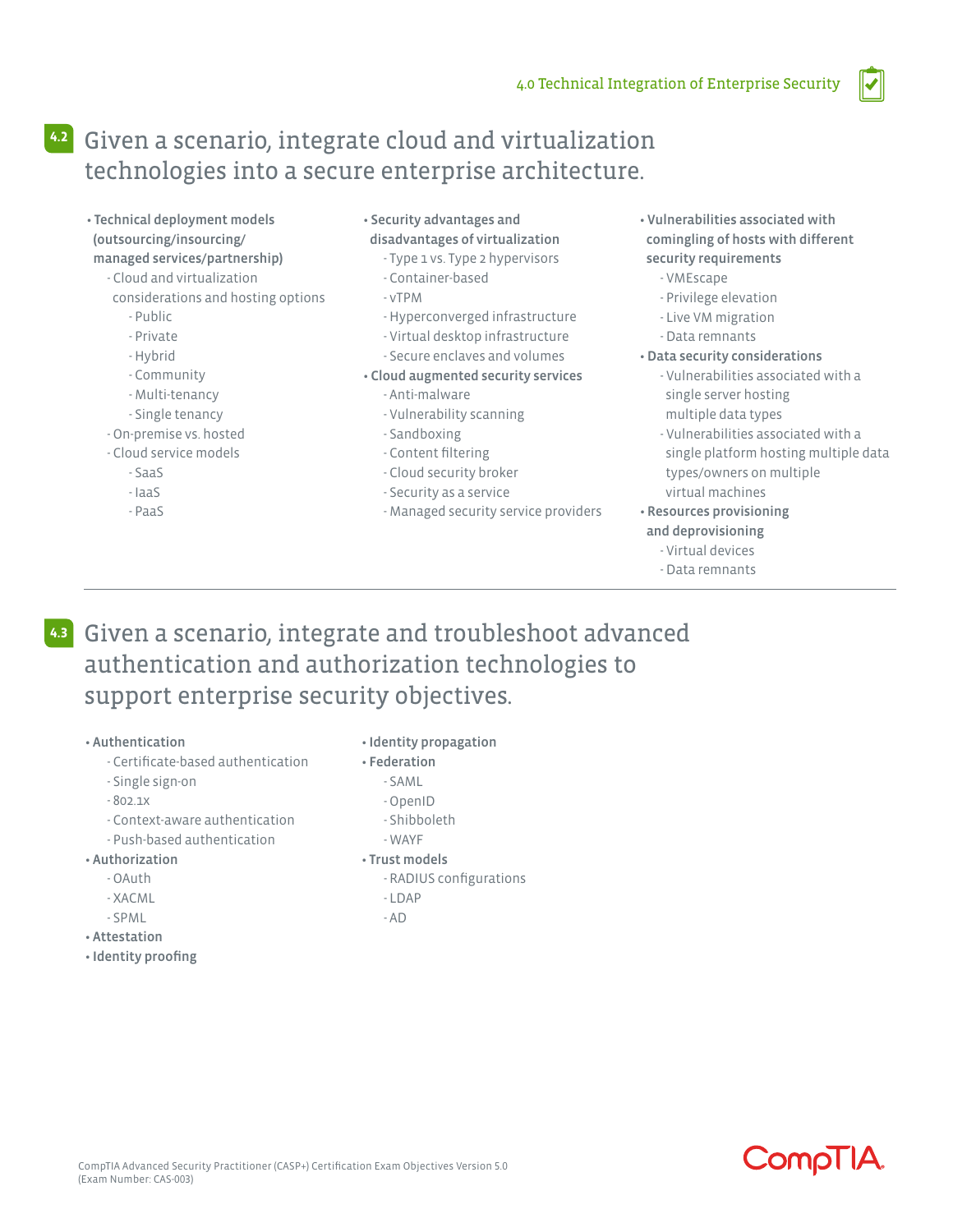## 4.2 Given a scenario, integrate cloud and virtualization technologies into a secure enterprise architecture.

- **Technical deployment models (outsourcing/insourcing/managed services/partnership)**
  - Cloud and virtualization considerations and hosting options
    - Public
    - Private
    - Hybrid
    - Community
    - Multi-tenancy
    - Single tenancy
  - On-premise vs. hosted
  - Cloud service models
    - SaaS
    - IaaS
    - PaaS
- **Security advantages and disadvantages of virtualization**
  - Type 1 vs. Type 2 hypervisors
  - Container-based
  - vTPM
  - Hyperconverged infrastructure
  - Virtual desktop infrastructure
  - Secure enclaves and volumes
- **Cloud augmented security services**
  - Anti-malware
  - Vulnerability scanning
  - Sandboxing
  - Content filtering
  - Cloud security broker
  - Security as a service
  - Managed security service providers
- **Vulnerabilities associated with comingling of hosts with different security requirements**
  - VMEscape
  - Privilege elevation
  - Live VM migration
  - Data remnants
- **Data security considerations**
  - Vulnerabilities associated with a single server hosting multiple data types
  - Vulnerabilities associated with a single platform hosting multiple data types/owners on multiple virtual machines
- **Resources provisioning and deprovisioning**
  - Virtual devices
  - Data remnants

## 4.3 Given a scenario, integrate and troubleshoot advanced authentication and authorization technologies to support enterprise security objectives.

- **Authentication**
  - Certificate-based authentication
  - Single sign-on
  - 802.1x
  - Context-aware authentication
  - Push-based authentication
- **Authorization**
  - OAuth
  - XACML
  - SPML
- **Attestation**
- **Identity proofing**
- **Identity propagation**
- **Federation**
  - SAML
  - OpenID
  - Shibboleth
  - WAYF
- **Trust models**
  - RADIUS configurations
  - LDAP
  - AD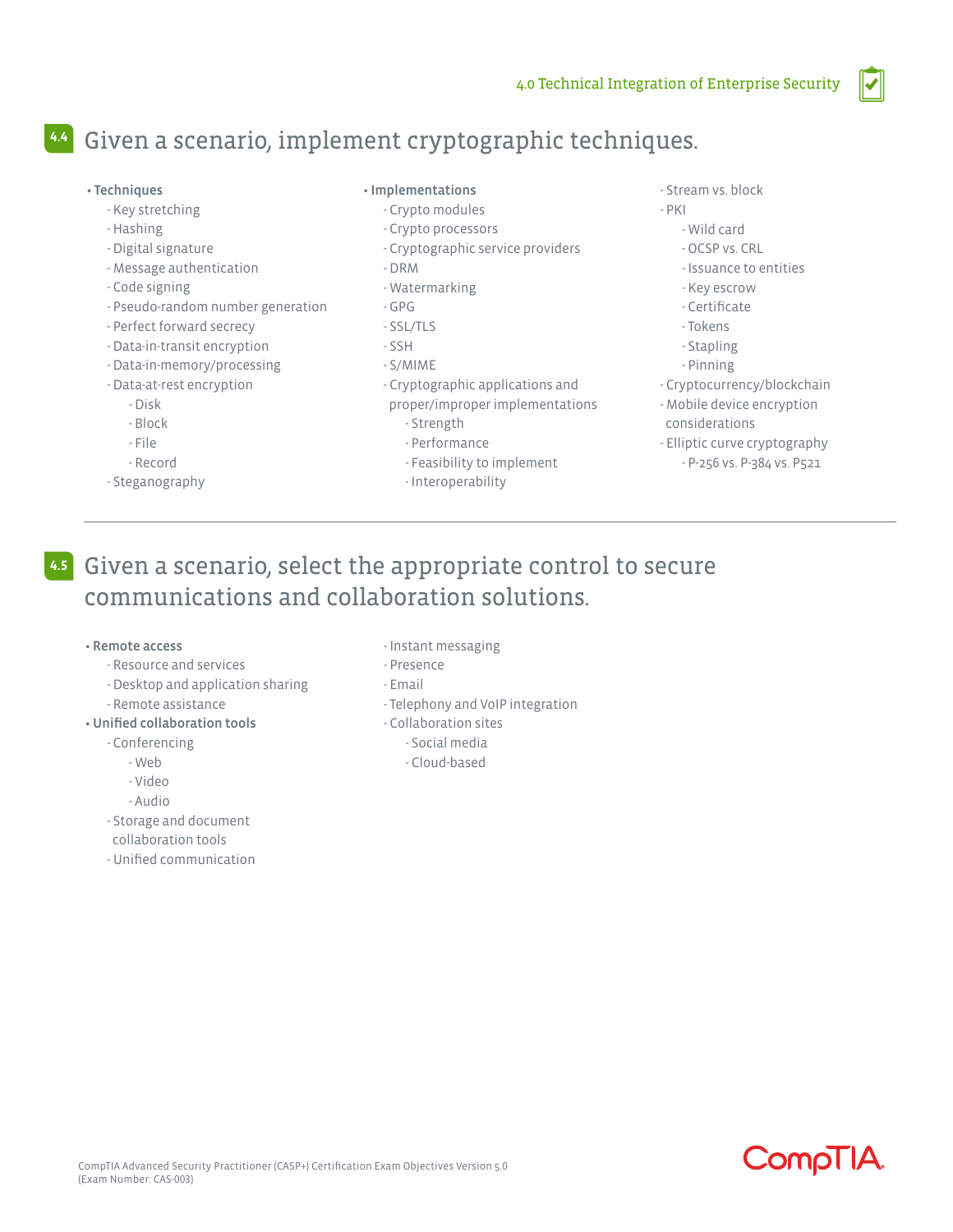## 4.4 Given a scenario, implement cryptographic techniques.

- **Techniques**
  - Key stretching
  - Hashing
  - Digital signature
  - Message authentication
  - Code signing
  - Pseudo-random number generation
  - Perfect forward secrecy
  - Data-in-transit encryption
  - Data-in-memory/processing
  - Data-at-rest encryption
    - Disk
    - Block
    - File
    - Record
  - Steganography
- **Implementations**
  - Crypto modules
  - Crypto processors
  - Cryptographic service providers
  - DRM
  - Watermarking
  - GPG
  - SSL/TLS
  - SSH
  - S/MIME
  - Cryptographic applications and proper/improper implementations
    - Strength
    - Performance
    - Feasibility to implement
    - Interoperability
  - Stream vs. block
  - PKI
    - Wild card
    - OCSP vs. CRL
    - Issuance to entities
    - Key escrow
    - Certificate
    - Tokens
    - Stapling
    - Pinning
  - Cryptocurrency/blockchain
  - Mobile device encryption considerations
  - Elliptic curve cryptography
    - P-256 vs. P-384 vs. P521

---

## 4.5 Given a scenario, select the appropriate control to secure communications and collaboration solutions.

- **Remote access**
  - Resource and services
  - Desktop and application sharing
  - Remote assistance
- **Unified collaboration tools**
  - Conferencing
    - Web
    - Video
    - Audio
  - Storage and document collaboration tools
  - Unified communication
  - Instant messaging
  - Presence
  - Email
  - Telephony and VoIP integration
  - Collaboration sites
    - Social media
    - Cloud-based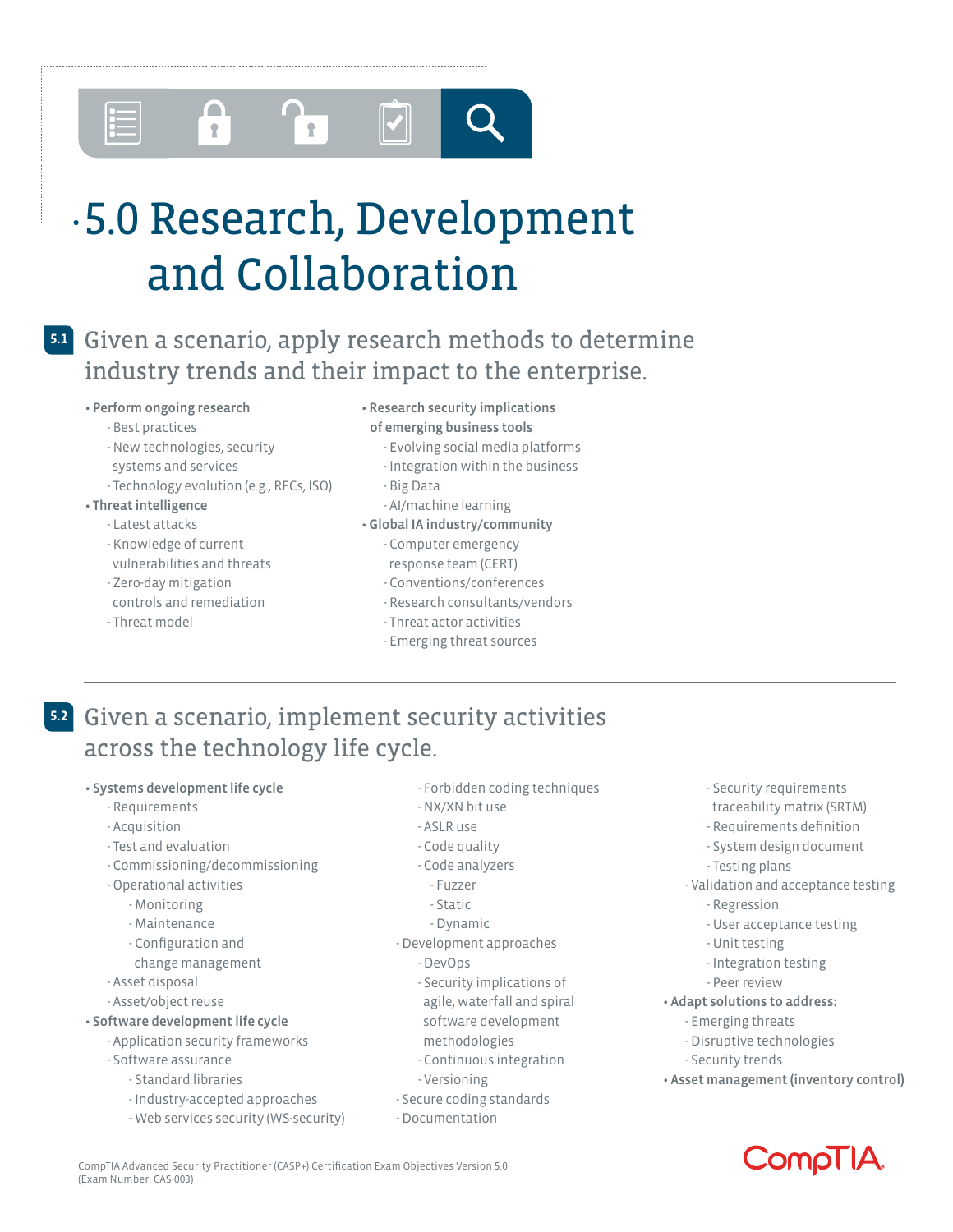# 5.0 Research, Development and Collaboration

## 5.1 Given a scenario, apply research methods to determine industry trends and their impact to the enterprise.

- **Perform ongoing research**
  - Best practices
  - New technologies, security systems and services
  - Technology evolution (e.g., RFCs, ISO)
- **Threat intelligence**
  - Latest attacks
  - Knowledge of current vulnerabilities and threats
  - Zero-day mitigation controls and remediation
  - Threat model
- **Research security implications of emerging business tools**
  - Evolving social media platforms
  - Integration within the business
  - Big Data
  - AI/machine learning
- **Global IA industry/community**
  - Computer emergency response team (CERT)
  - Conventions/conferences
  - Research consultants/vendors
  - Threat actor activities
  - Emerging threat sources

## 5.2 Given a scenario, implement security activities across the technology life cycle.

- **Systems development life cycle**
  - Requirements
  - Acquisition
  - Test and evaluation
  - Commissioning/decommissioning
  - Operational activities
    - Monitoring
    - Maintenance
    - Configuration and change management
  - Asset disposal
  - Asset/object reuse
- **Software development life cycle**
  - Application security frameworks
  - Software assurance
    - Standard libraries
    - Industry-accepted approaches
    - Web services security (WS-security)
    - Forbidden coding techniques
    - NX/XN bit use
    - ASLR use
    - Code quality
    - Code analyzers
      - Fuzzer
      - Static
      - Dynamic
  - Development approaches
    - DevOps
    - Security implications of agile, waterfall and spiral software development methodologies
    - Continuous integration
    - Versioning
  - Secure coding standards
  - Documentation
    - Security requirements traceability matrix (SRTM)
    - Requirements definition
    - System design document
    - Testing plans
  - Validation and acceptance testing
    - Regression
    - User acceptance testing
    - Unit testing
    - Integration testing
    - Peer review
- **Adapt solutions to address:**
  - Emerging threats
  - Disruptive technologies
  - Security trends
- **Asset management (inventory control)**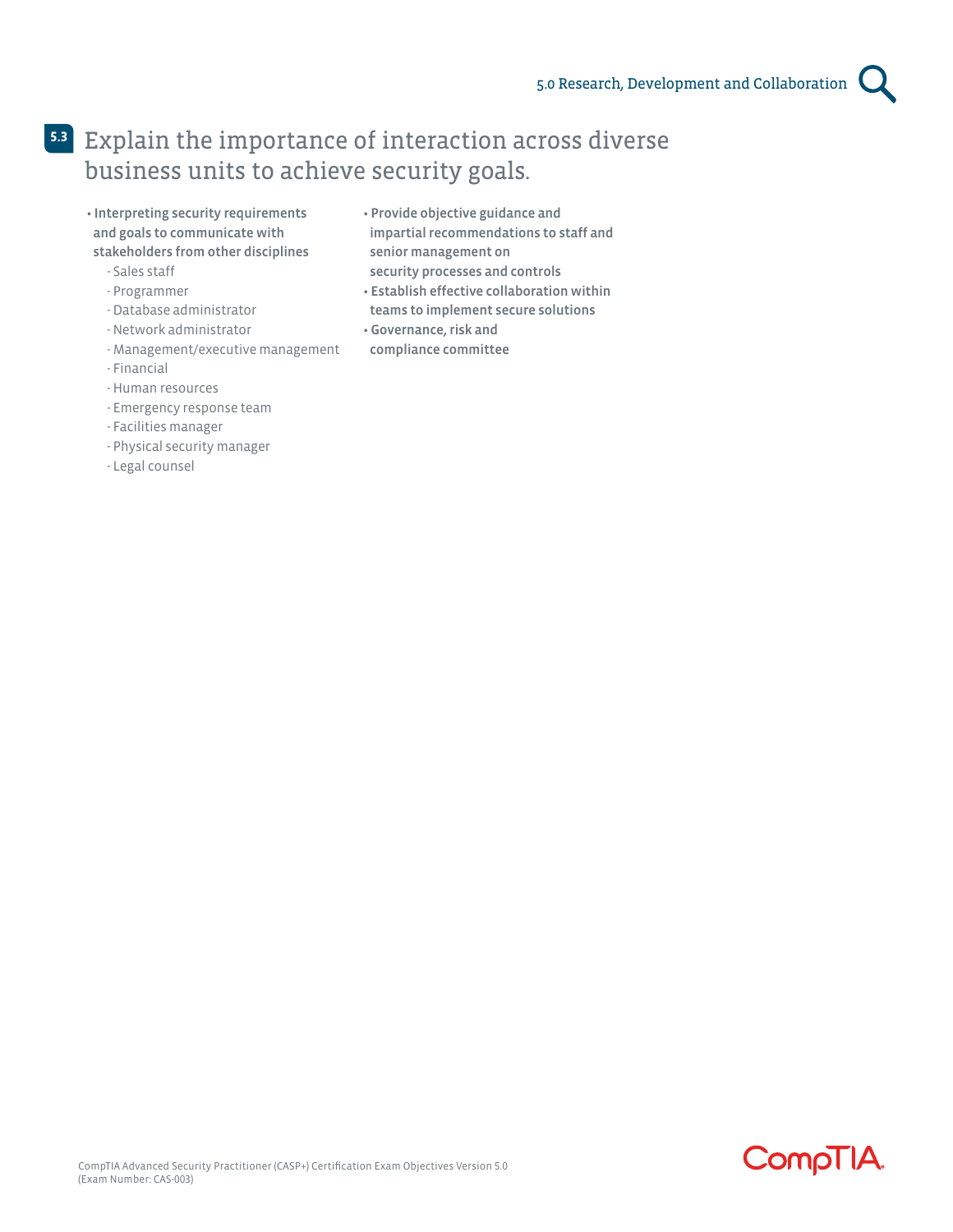## 5.3 Explain the importance of interaction across diverse business units to achieve security goals.

- **Interpreting security requirements and goals to communicate with stakeholders from other disciplines**
  - Sales staff
  - Programmer
  - Database administrator
  - Network administrator
  - Management/executive management
  - Financial
  - Human resources
  - Emergency response team
  - Facilities manager
  - Physical security manager
  - Legal counsel
- **Provide objective guidance and impartial recommendations to staff and senior management on security processes and controls**
- **Establish effective collaboration within teams to implement secure solutions**
- **Governance, risk and compliance committee**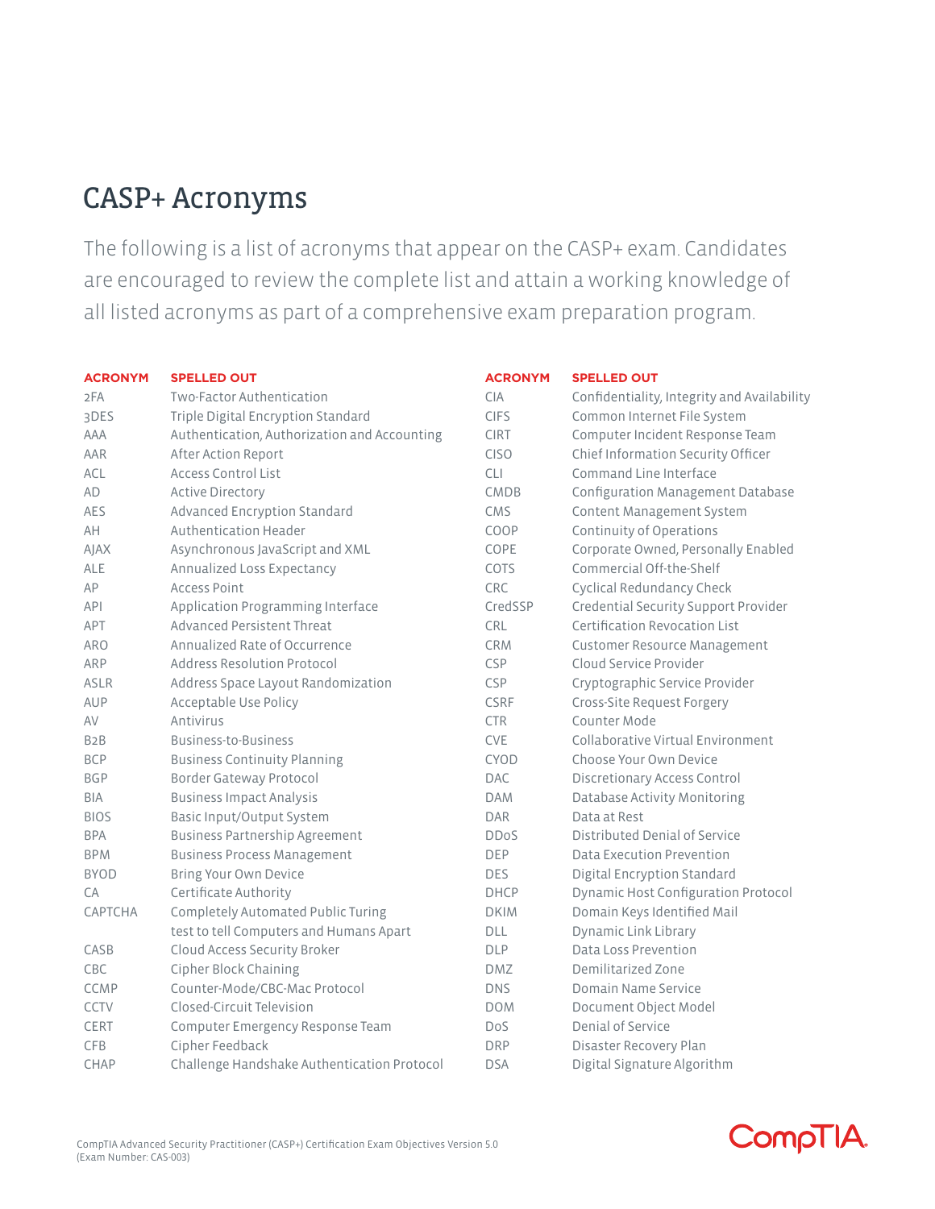# CASP+ Acronyms

The following is a list of acronyms that appear on the CASP+ exam. Candidates are encouraged to review the complete list and attain a working knowledge of all listed acronyms as part of a comprehensive exam preparation program.

| ACRONYM | SPELLED OUT |
|---|---|
| 2FA | Two-Factor Authentication |
| 3DES | Triple Digital Encryption Standard |
| AAA | Authentication, Authorization and Accounting |
| AAR | After Action Report |
| ACL | Access Control List |
| AD | Active Directory |
| AES | Advanced Encryption Standard |
| AH | Authentication Header |
| AJAX | Asynchronous JavaScript and XML |
| ALE | Annualized Loss Expectancy |
| AP | Access Point |
| API | Application Programming Interface |
| APT | Advanced Persistent Threat |
| ARO | Annualized Rate of Occurrence |
| ARP | Address Resolution Protocol |
| ASLR | Address Space Layout Randomization |
| AUP | Acceptable Use Policy |
| AV | Antivirus |
| B2B | Business-to-Business |
| BCP | Business Continuity Planning |
| BGP | Border Gateway Protocol |
| BIA | Business Impact Analysis |
| BIOS | Basic Input/Output System |
| BPA | Business Partnership Agreement |
| BPM | Business Process Management |
| BYOD | Bring Your Own Device |
| CA | Certificate Authority |
| CAPTCHA | Completely Automated Public Turing test to tell Computers and Humans Apart |
| CASB | Cloud Access Security Broker |
| CBC | Cipher Block Chaining |
| CCMP | Counter-Mode/CBC-Mac Protocol |
| CCTV | Closed-Circuit Television |
| CERT | Computer Emergency Response Team |
| CFB | Cipher Feedback |
| CHAP | Challenge Handshake Authentication Protocol |
| CIA | Confidentiality, Integrity and Availability |
| CIFS | Common Internet File System |
| CIRT | Computer Incident Response Team |
| CISO | Chief Information Security Officer |
| CLI | Command Line Interface |
| CMDB | Configuration Management Database |
| CMS | Content Management System |
| COOP | Continuity of Operations |
| COPE | Corporate Owned, Personally Enabled |
| COTS | Commercial Off-the-Shelf |
| CRC | Cyclical Redundancy Check |
| CredSSP | Credential Security Support Provider |
| CRL | Certification Revocation List |
| CRM | Customer Resource Management |
| CSP | Cloud Service Provider |
| CSP | Cryptographic Service Provider |
| CSRF | Cross-Site Request Forgery |
| CTR | Counter Mode |
| CVE | Collaborative Virtual Environment |
| CYOD | Choose Your Own Device |
| DAC | Discretionary Access Control |
| DAM | Database Activity Monitoring |
| DAR | Data at Rest |
| DDoS | Distributed Denial of Service |
| DEP | Data Execution Prevention |
| DES | Digital Encryption Standard |
| DHCP | Dynamic Host Configuration Protocol |
| DKIM | Domain Keys Identified Mail |
| DLL | Dynamic Link Library |
| DLP | Data Loss Prevention |
| DMZ | Demilitarized Zone |
| DNS | Domain Name Service |
| DOM | Document Object Model |
| DoS | Denial of Service |
| DRP | Disaster Recovery Plan |
| DSA | Digital Signature Algorithm |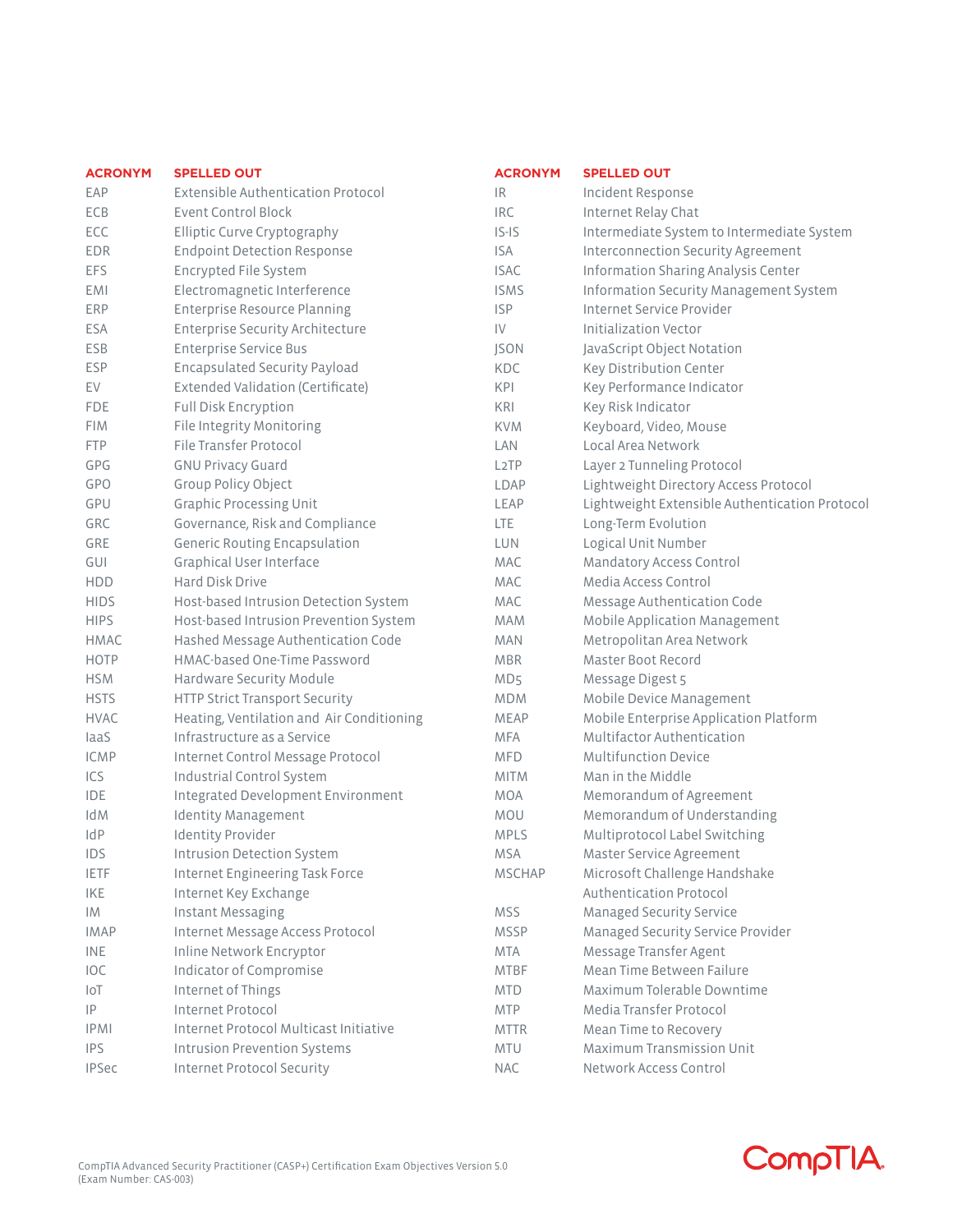| ACRONYM | SPELLED OUT |
|---|---|
| EAP | Extensible Authentication Protocol |
| ECB | Event Control Block |
| ECC | Elliptic Curve Cryptography |
| EDR | Endpoint Detection Response |
| EFS | Encrypted File System |
| EMI | Electromagnetic Interference |
| ERP | Enterprise Resource Planning |
| ESA | Enterprise Security Architecture |
| ESB | Enterprise Service Bus |
| ESP | Encapsulated Security Payload |
| EV | Extended Validation (Certificate) |
| FDE | Full Disk Encryption |
| FIM | File Integrity Monitoring |
| FTP | File Transfer Protocol |
| GPG | GNU Privacy Guard |
| GPO | Group Policy Object |
| GPU | Graphic Processing Unit |
| GRC | Governance, Risk and Compliance |
| GRE | Generic Routing Encapsulation |
| GUI | Graphical User Interface |
| HDD | Hard Disk Drive |
| HIDS | Host-based Intrusion Detection System |
| HIPS | Host-based Intrusion Prevention System |
| HMAC | Hashed Message Authentication Code |
| HOTP | HMAC-based One-Time Password |
| HSM | Hardware Security Module |
| HSTS | HTTP Strict Transport Security |
| HVAC | Heating, Ventilation and Air Conditioning |
| IaaS | Infrastructure as a Service |
| ICMP | Internet Control Message Protocol |
| ICS | Industrial Control System |
| IDE | Integrated Development Environment |
| IdM | Identity Management |
| IdP | Identity Provider |
| IDS | Intrusion Detection System |
| IETF | Internet Engineering Task Force |
| IKE | Internet Key Exchange |
| IM | Instant Messaging |
| IMAP | Internet Message Access Protocol |
| INE | Inline Network Encryptor |
| IOC | Indicator of Compromise |
| IoT | Internet of Things |
| IP | Internet Protocol |
| IPMI | Internet Protocol Multicast Initiative |
| IPS | Intrusion Prevention Systems |
| IPSec | Internet Protocol Security |
| IR | Incident Response |
| IRC | Internet Relay Chat |
| IS-IS | Intermediate System to Intermediate System |
| ISA | Interconnection Security Agreement |
| ISAC | Information Sharing Analysis Center |
| ISMS | Information Security Management System |
| ISP | Internet Service Provider |
| IV | Initialization Vector |
| JSON | JavaScript Object Notation |
| KDC | Key Distribution Center |
| KPI | Key Performance Indicator |
| KRI | Key Risk Indicator |
| KVM | Keyboard, Video, Mouse |
| LAN | Local Area Network |
| L2TP | Layer 2 Tunneling Protocol |
| LDAP | Lightweight Directory Access Protocol |
| LEAP | Lightweight Extensible Authentication Protocol |
| LTE | Long-Term Evolution |
| LUN | Logical Unit Number |
| MAC | Mandatory Access Control |
| MAC | Media Access Control |
| MAC | Message Authentication Code |
| MAM | Mobile Application Management |
| MAN | Metropolitan Area Network |
| MBR | Master Boot Record |
| MD5 | Message Digest 5 |
| MDM | Mobile Device Management |
| MEAP | Mobile Enterprise Application Platform |
| MFA | Multifactor Authentication |
| MFD | Multifunction Device |
| MITM | Man in the Middle |
| MOA | Memorandum of Agreement |
| MOU | Memorandum of Understanding |
| MPLS | Multiprotocol Label Switching |
| MSA | Master Service Agreement |
| MSCHAP | Microsoft Challenge Handshake Authentication Protocol |
| MSS | Managed Security Service |
| MSSP | Managed Security Service Provider |
| MTA | Message Transfer Agent |
| MTBF | Mean Time Between Failure |
| MTD | Maximum Tolerable Downtime |
| MTP | Media Transfer Protocol |
| MTTR | Mean Time to Recovery |
| MTU | Maximum Transmission Unit |
| NAC | Network Access Control |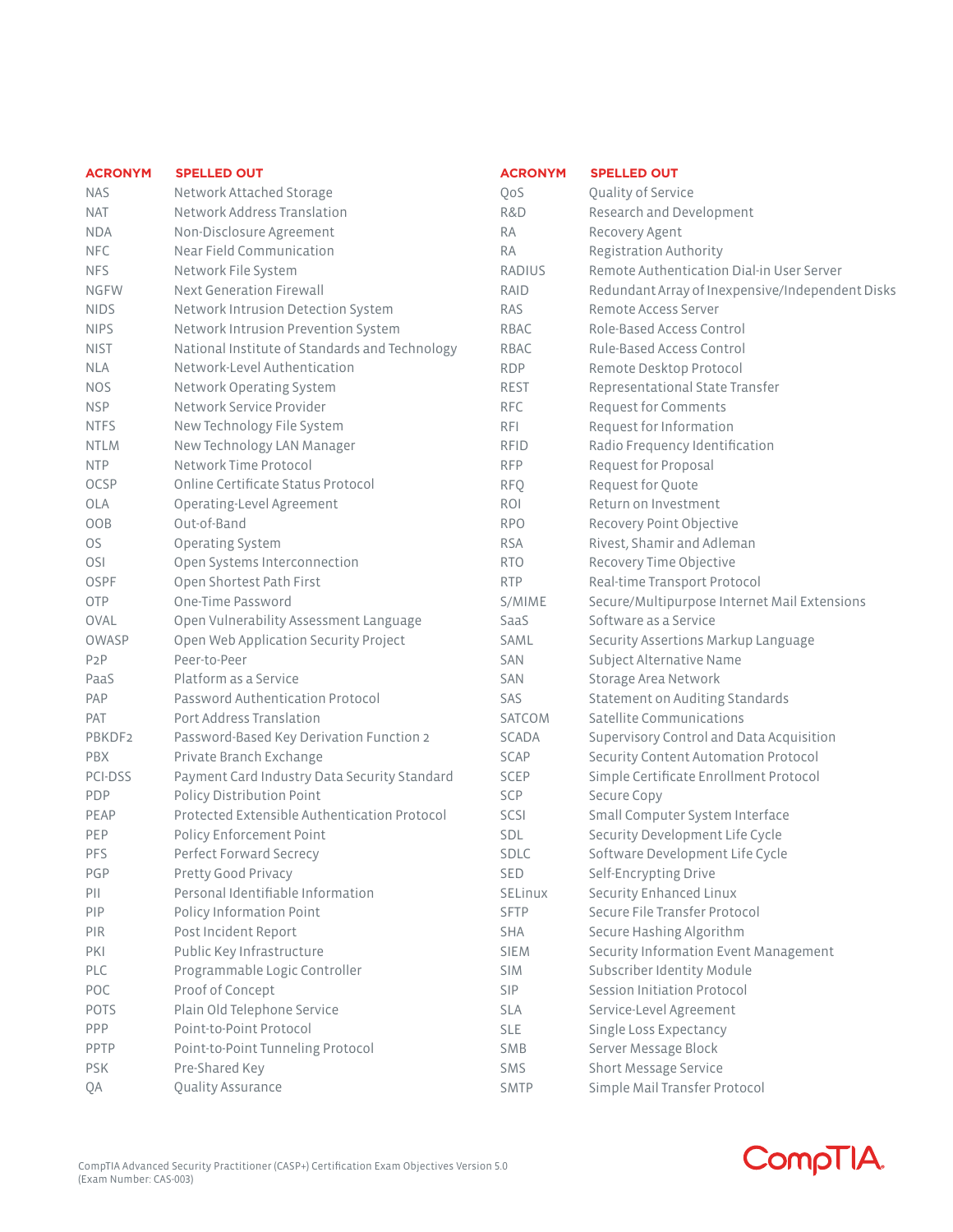| ACRONYM | SPELLED OUT |
| --- | --- |
| NAS | Network Attached Storage |
| NAT | Network Address Translation |
| NDA | Non-Disclosure Agreement |
| NFC | Near Field Communication |
| NFS | Network File System |
| NGFW | Next Generation Firewall |
| NIDS | Network Intrusion Detection System |
| NIPS | Network Intrusion Prevention System |
| NIST | National Institute of Standards and Technology |
| NLA | Network-Level Authentication |
| NOS | Network Operating System |
| NSP | Network Service Provider |
| NTFS | New Technology File System |
| NTLM | New Technology LAN Manager |
| NTP | Network Time Protocol |
| OCSP | Online Certificate Status Protocol |
| OLA | Operating-Level Agreement |
| OOB | Out-of-Band |
| OS | Operating System |
| OSI | Open Systems Interconnection |
| OSPF | Open Shortest Path First |
| OTP | One-Time Password |
| OVAL | Open Vulnerability Assessment Language |
| OWASP | Open Web Application Security Project |
| P2P | Peer-to-Peer |
| PaaS | Platform as a Service |
| PAP | Password Authentication Protocol |
| PAT | Port Address Translation |
| PBKDF2 | Password-Based Key Derivation Function 2 |
| PBX | Private Branch Exchange |
| PCI-DSS | Payment Card Industry Data Security Standard |
| PDP | Policy Distribution Point |
| PEAP | Protected Extensible Authentication Protocol |
| PEP | Policy Enforcement Point |
| PFS | Perfect Forward Secrecy |
| PGP | Pretty Good Privacy |
| PII | Personal Identifiable Information |
| PIP | Policy Information Point |
| PIR | Post Incident Report |
| PKI | Public Key Infrastructure |
| PLC | Programmable Logic Controller |
| POC | Proof of Concept |
| POTS | Plain Old Telephone Service |
| PPP | Point-to-Point Protocol |
| PPTP | Point-to-Point Tunneling Protocol |
| PSK | Pre-Shared Key |
| QA | Quality Assurance |
| QoS | Quality of Service |
| R&D | Research and Development |
| RA | Recovery Agent |
| RA | Registration Authority |
| RADIUS | Remote Authentication Dial-in User Server |
| RAID | Redundant Array of Inexpensive/Independent Disks |
| RAS | Remote Access Server |
| RBAC | Role-Based Access Control |
| RBAC | Rule-Based Access Control |
| RDP | Remote Desktop Protocol |
| REST | Representational State Transfer |
| RFC | Request for Comments |
| RFI | Request for Information |
| RFID | Radio Frequency Identification |
| RFP | Request for Proposal |
| RFQ | Request for Quote |
| ROI | Return on Investment |
| RPO | Recovery Point Objective |
| RSA | Rivest, Shamir and Adleman |
| RTO | Recovery Time Objective |
| RTP | Real-time Transport Protocol |
| S/MIME | Secure/Multipurpose Internet Mail Extensions |
| SaaS | Software as a Service |
| SAML | Security Assertions Markup Language |
| SAN | Subject Alternative Name |
| SAN | Storage Area Network |
| SAS | Statement on Auditing Standards |
| SATCOM | Satellite Communications |
| SCADA | Supervisory Control and Data Acquisition |
| SCAP | Security Content Automation Protocol |
| SCEP | Simple Certificate Enrollment Protocol |
| SCP | Secure Copy |
| SCSI | Small Computer System Interface |
| SDL | Security Development Life Cycle |
| SDLC | Software Development Life Cycle |
| SED | Self-Encrypting Drive |
| SELinux | Security Enhanced Linux |
| SFTP | Secure File Transfer Protocol |
| SHA | Secure Hashing Algorithm |
| SIEM | Security Information Event Management |
| SIM | Subscriber Identity Module |
| SIP | Session Initiation Protocol |
| SLA | Service-Level Agreement |
| SLE | Single Loss Expectancy |
| SMB | Server Message Block |
| SMS | Short Message Service |
| SMTP | Simple Mail Transfer Protocol |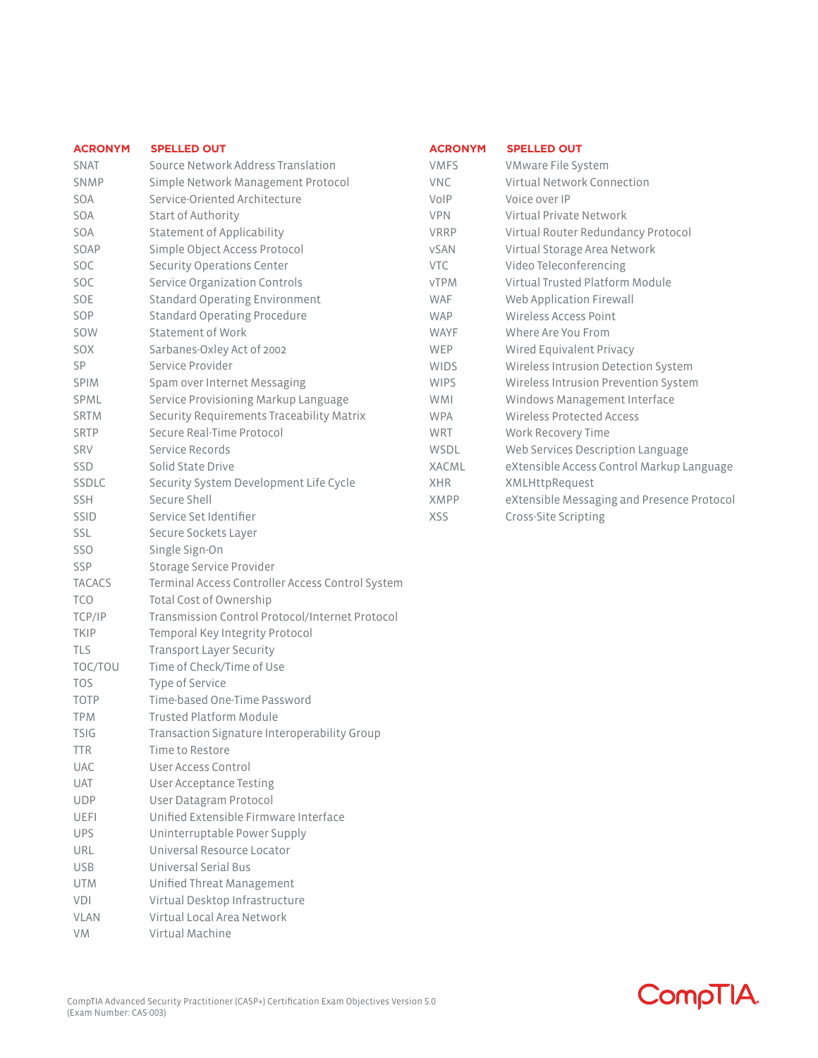| ACRONYM | SPELLED OUT |
| --- | --- |
| SNAT | Source Network Address Translation |
| SNMP | Simple Network Management Protocol |
| SOA | Service-Oriented Architecture |
| SOA | Start of Authority |
| SOA | Statement of Applicability |
| SOAP | Simple Object Access Protocol |
| SOC | Security Operations Center |
| SOC | Service Organization Controls |
| SOE | Standard Operating Environment |
| SOP | Standard Operating Procedure |
| SOW | Statement of Work |
| SOX | Sarbanes-Oxley Act of 2002 |
| SP | Service Provider |
| SPIM | Spam over Internet Messaging |
| SPML | Service Provisioning Markup Language |
| SRTM | Security Requirements Traceability Matrix |
| SRTP | Secure Real-Time Protocol |
| SRV | Service Records |
| SSD | Solid State Drive |
| SSDLC | Security System Development Life Cycle |
| SSH | Secure Shell |
| SSID | Service Set Identifier |
| SSL | Secure Sockets Layer |
| SSO | Single Sign-On |
| SSP | Storage Service Provider |
| TACACS | Terminal Access Controller Access Control System |
| TCO | Total Cost of Ownership |
| TCP/IP | Transmission Control Protocol/Internet Protocol |
| TKIP | Temporal Key Integrity Protocol |
| TLS | Transport Layer Security |
| TOC/TOU | Time of Check/Time of Use |
| TOS | Type of Service |
| TOTP | Time-based One-Time Password |
| TPM | Trusted Platform Module |
| TSIG | Transaction Signature Interoperability Group |
| TTR | Time to Restore |
| UAC | User Access Control |
| UAT | User Acceptance Testing |
| UDP | User Datagram Protocol |
| UEFI | Unified Extensible Firmware Interface |
| UPS | Uninterruptable Power Supply |
| URL | Universal Resource Locator |
| USB | Universal Serial Bus |
| UTM | Unified Threat Management |
| VDI | Virtual Desktop Infrastructure |
| VLAN | Virtual Local Area Network |
| VM | Virtual Machine |
| VMFS | VMware File System |
| VNC | Virtual Network Connection |
| VoIP | Voice over IP |
| VPN | Virtual Private Network |
| VRRP | Virtual Router Redundancy Protocol |
| vSAN | Virtual Storage Area Network |
| VTC | Video Teleconferencing |
| vTPM | Virtual Trusted Platform Module |
| WAF | Web Application Firewall |
| WAP | Wireless Access Point |
| WAYF | Where Are You From |
| WEP | Wired Equivalent Privacy |
| WIDS | Wireless Intrusion Detection System |
| WIPS | Wireless Intrusion Prevention System |
| WMI | Windows Management Interface |
| WPA | Wireless Protected Access |
| WRT | Work Recovery Time |
| WSDL | Web Services Description Language |
| XACML | eXtensible Access Control Markup Language |
| XHR | XMLHttpRequest |
| XMPP | eXtensible Messaging and Presence Protocol |
| XSS | Cross-Site Scripting |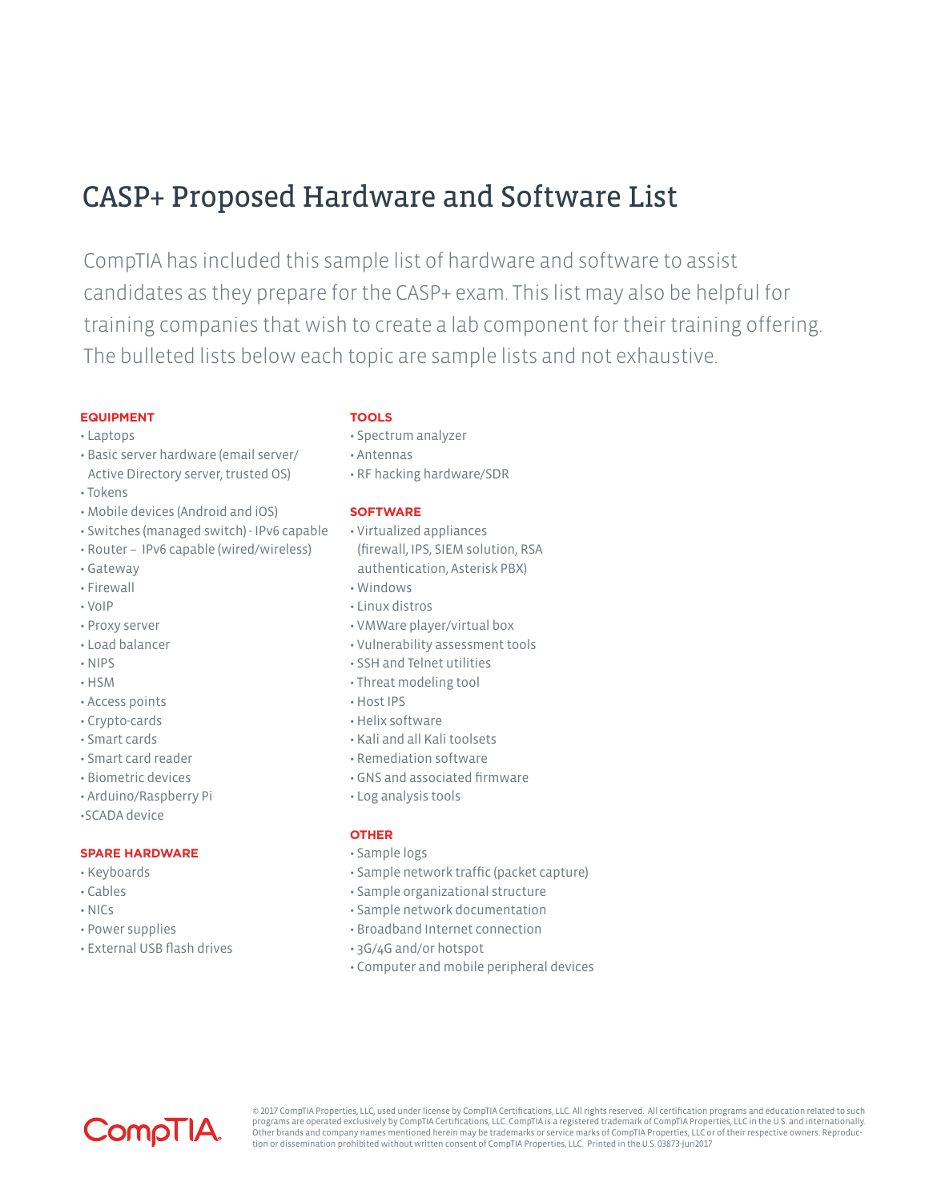# CASP+ Proposed Hardware and Software List

CompTIA has included this sample list of hardware and software to assist candidates as they prepare for the CASP+ exam. This list may also be helpful for training companies that wish to create a lab component for their training offering. The bulleted lists below each topic are sample lists and not exhaustive.

**EQUIPMENT**

- Laptops
- Basic server hardware (email server/ Active Directory server, trusted OS)
- Tokens
- Mobile devices (Android and iOS)
- Switches (managed switch) - IPv6 capable
- Router – IPv6 capable (wired/wireless)
- Gateway
- Firewall
- VoIP
- Proxy server
- Load balancer
- NIPS
- HSM
- Access points
- Crypto-cards
- Smart cards
- Smart card reader
- Biometric devices
- Arduino/Raspberry Pi
- SCADA device

**SPARE HARDWARE**

- Keyboards
- Cables
- NICs
- Power supplies
- External USB flash drives

**TOOLS**

- Spectrum analyzer
- Antennas
- RF hacking hardware/SDR

**SOFTWARE**

- Virtualized appliances (firewall, IPS, SIEM solution, RSA authentication, Asterisk PBX)
- Windows
- Linux distros
- VMWare player/virtual box
- Vulnerability assessment tools
- SSH and Telnet utilities
- Threat modeling tool
- Host IPS
- Helix software
- Kali and all Kali toolsets
- Remediation software
- GNS and associated firmware
- Log analysis tools

**OTHER**

- Sample logs
- Sample network traffic (packet capture)
- Sample organizational structure
- Sample network documentation
- Broadband Internet connection
- 3G/4G and/or hotspot
- Computer and mobile peripheral devices

CompTIA

© 2017 CompTIA Properties, LLC, used under license by CompTIA Certifications, LLC. All rights reserved. All certification programs and education related to such programs are operated exclusively by CompTIA Certifications, LLC. CompTIA is a registered trademark of CompTIA Properties, LLC in the U.S. and internationally. Other brands and company names mentioned herein may be trademarks or service marks of CompTIA Properties, LLC or of their respective owners. Reproduction or dissemination prohibited without written consent of CompTIA Properties, LLC. Printed in the U.S. 03873-Jun2017